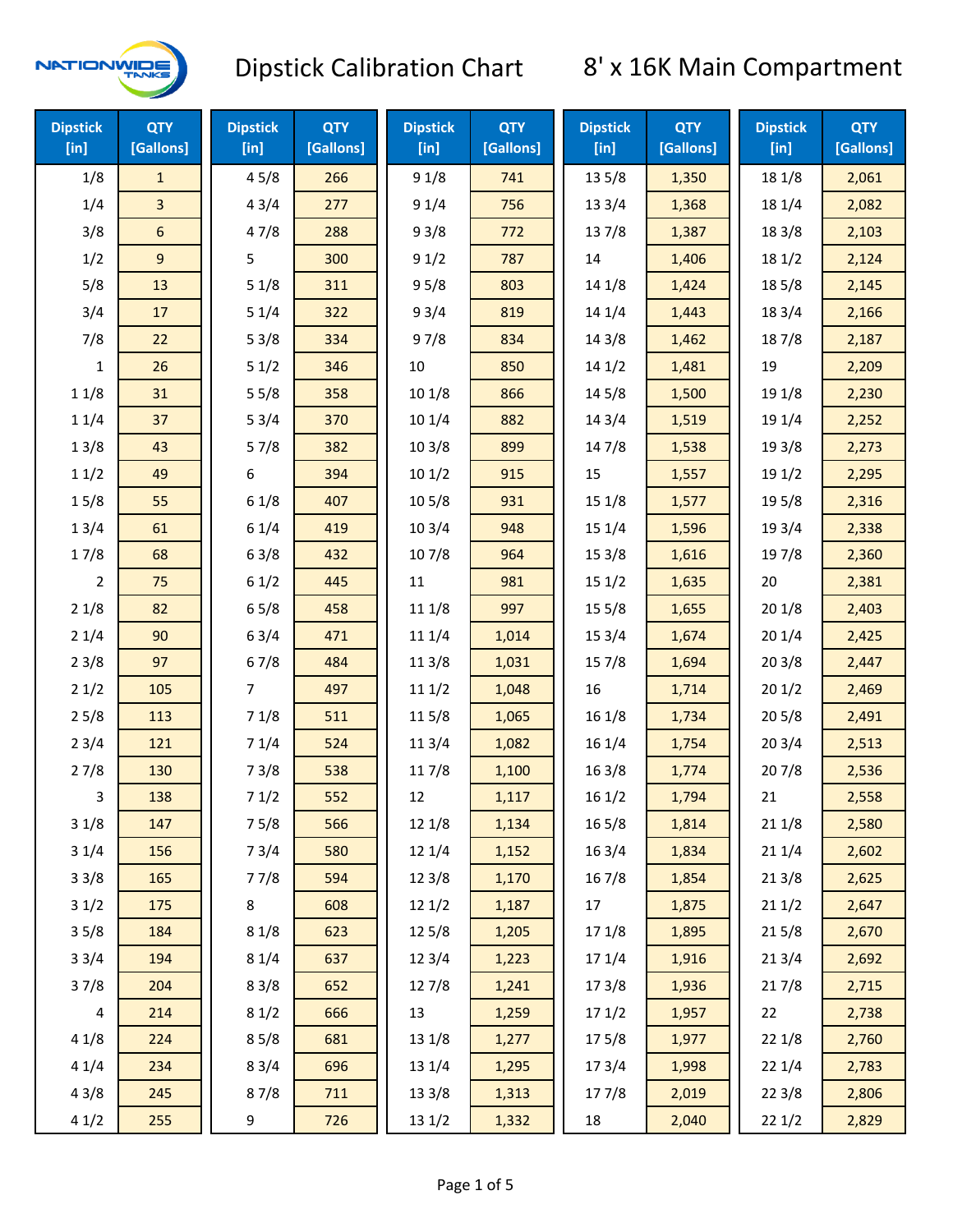NATIONWIDE TANKS

# Dipstick Calibration Chart

## 8' x 16K Main Compartment

| Dipstick [in] | QTY [Gallons] | Dipstick [in] | QTY [Gallons] | Dipstick [in] | QTY [Gallons] | Dipstick [in] | QTY [Gallons] | Dipstick [in] | QTY [Gallons] |
|---|---|---|---|---|---|---|---|---|---|
| 1/8 | 1 | 4 5/8 | 266 | 9 1/8 | 741 | 13 5/8 | 1,350 | 18 1/8 | 2,061 |
| 1/4 | 3 | 4 3/4 | 277 | 9 1/4 | 756 | 13 3/4 | 1,368 | 18 1/4 | 2,082 |
| 3/8 | 6 | 4 7/8 | 288 | 9 3/8 | 772 | 13 7/8 | 1,387 | 18 3/8 | 2,103 |
| 1/2 | 9 | 5 | 300 | 9 1/2 | 787 | 14 | 1,406 | 18 1/2 | 2,124 |
| 5/8 | 13 | 5 1/8 | 311 | 9 5/8 | 803 | 14 1/8 | 1,424 | 18 5/8 | 2,145 |
| 3/4 | 17 | 5 1/4 | 322 | 9 3/4 | 819 | 14 1/4 | 1,443 | 18 3/4 | 2,166 |
| 7/8 | 22 | 5 3/8 | 334 | 9 7/8 | 834 | 14 3/8 | 1,462 | 18 7/8 | 2,187 |
| 1 | 26 | 5 1/2 | 346 | 10 | 850 | 14 1/2 | 1,481 | 19 | 2,209 |
| 1 1/8 | 31 | 5 5/8 | 358 | 10 1/8 | 866 | 14 5/8 | 1,500 | 19 1/8 | 2,230 |
| 1 1/4 | 37 | 5 3/4 | 370 | 10 1/4 | 882 | 14 3/4 | 1,519 | 19 1/4 | 2,252 |
| 1 3/8 | 43 | 5 7/8 | 382 | 10 3/8 | 899 | 14 7/8 | 1,538 | 19 3/8 | 2,273 |
| 1 1/2 | 49 | 6 | 394 | 10 1/2 | 915 | 15 | 1,557 | 19 1/2 | 2,295 |
| 1 5/8 | 55 | 6 1/8 | 407 | 10 5/8 | 931 | 15 1/8 | 1,577 | 19 5/8 | 2,316 |
| 1 3/4 | 61 | 6 1/4 | 419 | 10 3/4 | 948 | 15 1/4 | 1,596 | 19 3/4 | 2,338 |
| 1 7/8 | 68 | 6 3/8 | 432 | 10 7/8 | 964 | 15 3/8 | 1,616 | 19 7/8 | 2,360 |
| 2 | 75 | 6 1/2 | 445 | 11 | 981 | 15 1/2 | 1,635 | 20 | 2,381 |
| 2 1/8 | 82 | 6 5/8 | 458 | 11 1/8 | 997 | 15 5/8 | 1,655 | 20 1/8 | 2,403 |
| 2 1/4 | 90 | 6 3/4 | 471 | 11 1/4 | 1,014 | 15 3/4 | 1,674 | 20 1/4 | 2,425 |
| 2 3/8 | 97 | 6 7/8 | 484 | 11 3/8 | 1,031 | 15 7/8 | 1,694 | 20 3/8 | 2,447 |
| 2 1/2 | 105 | 7 | 497 | 11 1/2 | 1,048 | 16 | 1,714 | 20 1/2 | 2,469 |
| 2 5/8 | 113 | 7 1/8 | 511 | 11 5/8 | 1,065 | 16 1/8 | 1,734 | 20 5/8 | 2,491 |
| 2 3/4 | 121 | 7 1/4 | 524 | 11 3/4 | 1,082 | 16 1/4 | 1,754 | 20 3/4 | 2,513 |
| 2 7/8 | 130 | 7 3/8 | 538 | 11 7/8 | 1,100 | 16 3/8 | 1,774 | 20 7/8 | 2,536 |
| 3 | 138 | 7 1/2 | 552 | 12 | 1,117 | 16 1/2 | 1,794 | 21 | 2,558 |
| 3 1/8 | 147 | 7 5/8 | 566 | 12 1/8 | 1,134 | 16 5/8 | 1,814 | 21 1/8 | 2,580 |
| 3 1/4 | 156 | 7 3/4 | 580 | 12 1/4 | 1,152 | 16 3/4 | 1,834 | 21 1/4 | 2,602 |
| 3 3/8 | 165 | 7 7/8 | 594 | 12 3/8 | 1,170 | 16 7/8 | 1,854 | 21 3/8 | 2,625 |
| 3 1/2 | 175 | 8 | 608 | 12 1/2 | 1,187 | 17 | 1,875 | 21 1/2 | 2,647 |
| 3 5/8 | 184 | 8 1/8 | 623 | 12 5/8 | 1,205 | 17 1/8 | 1,895 | 21 5/8 | 2,670 |
| 3 3/4 | 194 | 8 1/4 | 637 | 12 3/4 | 1,223 | 17 1/4 | 1,916 | 21 3/4 | 2,692 |
| 3 7/8 | 204 | 8 3/8 | 652 | 12 7/8 | 1,241 | 17 3/8 | 1,936 | 21 7/8 | 2,715 |
| 4 | 214 | 8 1/2 | 666 | 13 | 1,259 | 17 1/2 | 1,957 | 22 | 2,738 |
| 4 1/8 | 224 | 8 5/8 | 681 | 13 1/8 | 1,277 | 17 5/8 | 1,977 | 22 1/8 | 2,760 |
| 4 1/4 | 234 | 8 3/4 | 696 | 13 1/4 | 1,295 | 17 3/4 | 1,998 | 22 1/4 | 2,783 |
| 4 3/8 | 245 | 8 7/8 | 711 | 13 3/8 | 1,313 | 17 7/8 | 2,019 | 22 3/8 | 2,806 |
| 4 1/2 | 255 | 9 | 726 | 13 1/2 | 1,332 | 18 | 2,040 | 22 1/2 | 2,829 |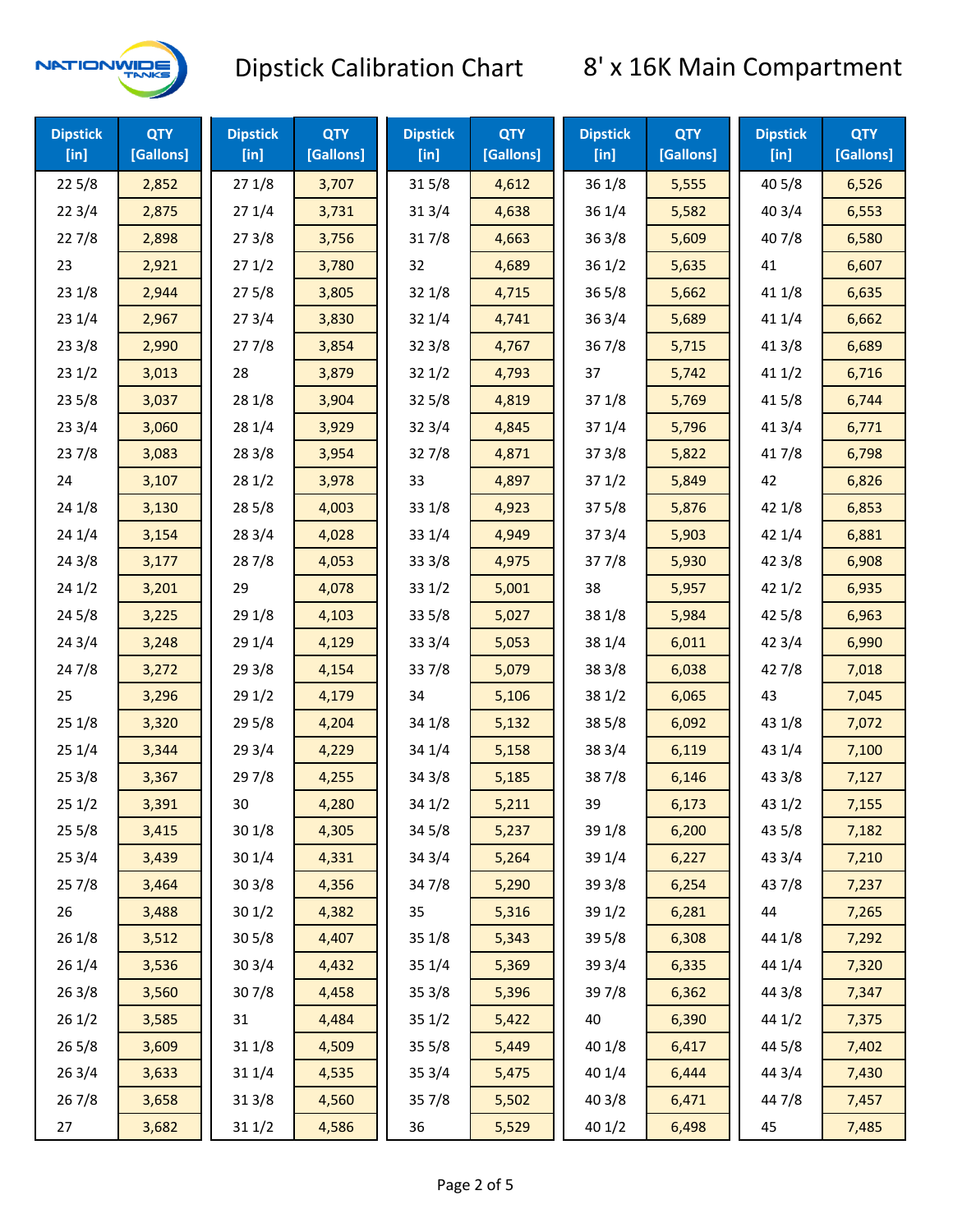# Dipstick Calibration Chart

## 8' x 16K Main Compartment

| Dipstick [in] | QTY [Gallons] | Dipstick [in] | QTY [Gallons] | Dipstick [in] | QTY [Gallons] | Dipstick [in] | QTY [Gallons] | Dipstick [in] | QTY [Gallons] |
|---|---|---|---|---|---|---|---|---|---|
| 22 5/8 | 2,852 | 27 1/8 | 3,707 | 31 5/8 | 4,612 | 36 1/8 | 5,555 | 40 5/8 | 6,526 |
| 22 3/4 | 2,875 | 27 1/4 | 3,731 | 31 3/4 | 4,638 | 36 1/4 | 5,582 | 40 3/4 | 6,553 |
| 22 7/8 | 2,898 | 27 3/8 | 3,756 | 31 7/8 | 4,663 | 36 3/8 | 5,609 | 40 7/8 | 6,580 |
| 23 | 2,921 | 27 1/2 | 3,780 | 32 | 4,689 | 36 1/2 | 5,635 | 41 | 6,607 |
| 23 1/8 | 2,944 | 27 5/8 | 3,805 | 32 1/8 | 4,715 | 36 5/8 | 5,662 | 41 1/8 | 6,635 |
| 23 1/4 | 2,967 | 27 3/4 | 3,830 | 32 1/4 | 4,741 | 36 3/4 | 5,689 | 41 1/4 | 6,662 |
| 23 3/8 | 2,990 | 27 7/8 | 3,854 | 32 3/8 | 4,767 | 36 7/8 | 5,715 | 41 3/8 | 6,689 |
| 23 1/2 | 3,013 | 28 | 3,879 | 32 1/2 | 4,793 | 37 | 5,742 | 41 1/2 | 6,716 |
| 23 5/8 | 3,037 | 28 1/8 | 3,904 | 32 5/8 | 4,819 | 37 1/8 | 5,769 | 41 5/8 | 6,744 |
| 23 3/4 | 3,060 | 28 1/4 | 3,929 | 32 3/4 | 4,845 | 37 1/4 | 5,796 | 41 3/4 | 6,771 |
| 23 7/8 | 3,083 | 28 3/8 | 3,954 | 32 7/8 | 4,871 | 37 3/8 | 5,822 | 41 7/8 | 6,798 |
| 24 | 3,107 | 28 1/2 | 3,978 | 33 | 4,897 | 37 1/2 | 5,849 | 42 | 6,826 |
| 24 1/8 | 3,130 | 28 5/8 | 4,003 | 33 1/8 | 4,923 | 37 5/8 | 5,876 | 42 1/8 | 6,853 |
| 24 1/4 | 3,154 | 28 3/4 | 4,028 | 33 1/4 | 4,949 | 37 3/4 | 5,903 | 42 1/4 | 6,881 |
| 24 3/8 | 3,177 | 28 7/8 | 4,053 | 33 3/8 | 4,975 | 37 7/8 | 5,930 | 42 3/8 | 6,908 |
| 24 1/2 | 3,201 | 29 | 4,078 | 33 1/2 | 5,001 | 38 | 5,957 | 42 1/2 | 6,935 |
| 24 5/8 | 3,225 | 29 1/8 | 4,103 | 33 5/8 | 5,027 | 38 1/8 | 5,984 | 42 5/8 | 6,963 |
| 24 3/4 | 3,248 | 29 1/4 | 4,129 | 33 3/4 | 5,053 | 38 1/4 | 6,011 | 42 3/4 | 6,990 |
| 24 7/8 | 3,272 | 29 3/8 | 4,154 | 33 7/8 | 5,079 | 38 3/8 | 6,038 | 42 7/8 | 7,018 |
| 25 | 3,296 | 29 1/2 | 4,179 | 34 | 5,106 | 38 1/2 | 6,065 | 43 | 7,045 |
| 25 1/8 | 3,320 | 29 5/8 | 4,204 | 34 1/8 | 5,132 | 38 5/8 | 6,092 | 43 1/8 | 7,072 |
| 25 1/4 | 3,344 | 29 3/4 | 4,229 | 34 1/4 | 5,158 | 38 3/4 | 6,119 | 43 1/4 | 7,100 |
| 25 3/8 | 3,367 | 29 7/8 | 4,255 | 34 3/8 | 5,185 | 38 7/8 | 6,146 | 43 3/8 | 7,127 |
| 25 1/2 | 3,391 | 30 | 4,280 | 34 1/2 | 5,211 | 39 | 6,173 | 43 1/2 | 7,155 |
| 25 5/8 | 3,415 | 30 1/8 | 4,305 | 34 5/8 | 5,237 | 39 1/8 | 6,200 | 43 5/8 | 7,182 |
| 25 3/4 | 3,439 | 30 1/4 | 4,331 | 34 3/4 | 5,264 | 39 1/4 | 6,227 | 43 3/4 | 7,210 |
| 25 7/8 | 3,464 | 30 3/8 | 4,356 | 34 7/8 | 5,290 | 39 3/8 | 6,254 | 43 7/8 | 7,237 |
| 26 | 3,488 | 30 1/2 | 4,382 | 35 | 5,316 | 39 1/2 | 6,281 | 44 | 7,265 |
| 26 1/8 | 3,512 | 30 5/8 | 4,407 | 35 1/8 | 5,343 | 39 5/8 | 6,308 | 44 1/8 | 7,292 |
| 26 1/4 | 3,536 | 30 3/4 | 4,432 | 35 1/4 | 5,369 | 39 3/4 | 6,335 | 44 1/4 | 7,320 |
| 26 3/8 | 3,560 | 30 7/8 | 4,458 | 35 3/8 | 5,396 | 39 7/8 | 6,362 | 44 3/8 | 7,347 |
| 26 1/2 | 3,585 | 31 | 4,484 | 35 1/2 | 5,422 | 40 | 6,390 | 44 1/2 | 7,375 |
| 26 5/8 | 3,609 | 31 1/8 | 4,509 | 35 5/8 | 5,449 | 40 1/8 | 6,417 | 44 5/8 | 7,402 |
| 26 3/4 | 3,633 | 31 1/4 | 4,535 | 35 3/4 | 5,475 | 40 1/4 | 6,444 | 44 3/4 | 7,430 |
| 26 7/8 | 3,658 | 31 3/8 | 4,560 | 35 7/8 | 5,502 | 40 3/8 | 6,471 | 44 7/8 | 7,457 |
| 27 | 3,682 | 31 1/2 | 4,586 | 36 | 5,529 | 40 1/2 | 6,498 | 45 | 7,485 |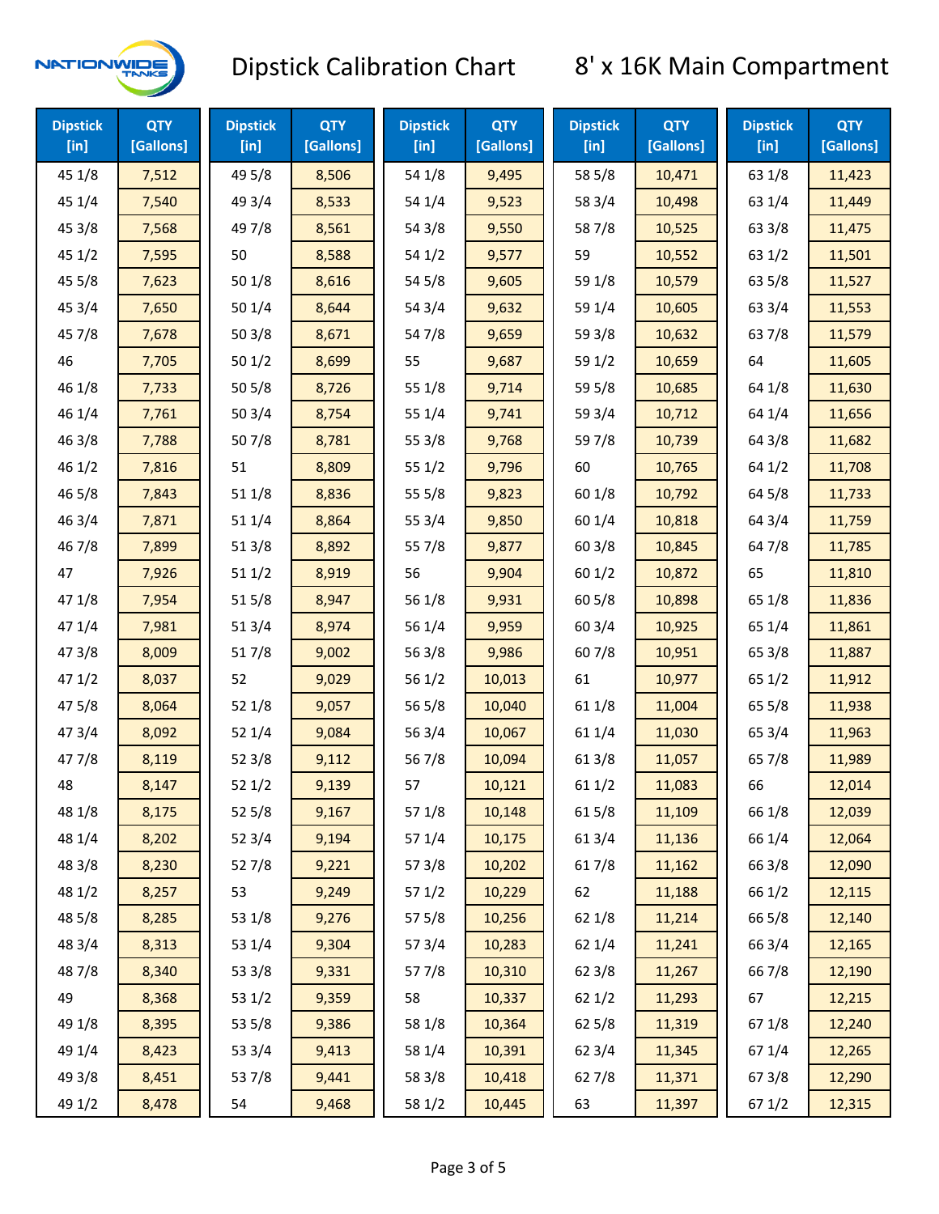# Dipstick Calibration Chart

## 8' x 16K Main Compartment

| Dipstick [in] | QTY [Gallons] | Dipstick [in] | QTY [Gallons] | Dipstick [in] | QTY [Gallons] | Dipstick [in] | QTY [Gallons] | Dipstick [in] | QTY [Gallons] |
|---|---|---|---|---|---|---|---|---|---|
| 45 1/8 | 7,512 | 49 5/8 | 8,506 | 54 1/8 | 9,495 | 58 5/8 | 10,471 | 63 1/8 | 11,423 |
| 45 1/4 | 7,540 | 49 3/4 | 8,533 | 54 1/4 | 9,523 | 58 3/4 | 10,498 | 63 1/4 | 11,449 |
| 45 3/8 | 7,568 | 49 7/8 | 8,561 | 54 3/8 | 9,550 | 58 7/8 | 10,525 | 63 3/8 | 11,475 |
| 45 1/2 | 7,595 | 50 | 8,588 | 54 1/2 | 9,577 | 59 | 10,552 | 63 1/2 | 11,501 |
| 45 5/8 | 7,623 | 50 1/8 | 8,616 | 54 5/8 | 9,605 | 59 1/8 | 10,579 | 63 5/8 | 11,527 |
| 45 3/4 | 7,650 | 50 1/4 | 8,644 | 54 3/4 | 9,632 | 59 1/4 | 10,605 | 63 3/4 | 11,553 |
| 45 7/8 | 7,678 | 50 3/8 | 8,671 | 54 7/8 | 9,659 | 59 3/8 | 10,632 | 63 7/8 | 11,579 |
| 46 | 7,705 | 50 1/2 | 8,699 | 55 | 9,687 | 59 1/2 | 10,659 | 64 | 11,605 |
| 46 1/8 | 7,733 | 50 5/8 | 8,726 | 55 1/8 | 9,714 | 59 5/8 | 10,685 | 64 1/8 | 11,630 |
| 46 1/4 | 7,761 | 50 3/4 | 8,754 | 55 1/4 | 9,741 | 59 3/4 | 10,712 | 64 1/4 | 11,656 |
| 46 3/8 | 7,788 | 50 7/8 | 8,781 | 55 3/8 | 9,768 | 59 7/8 | 10,739 | 64 3/8 | 11,682 |
| 46 1/2 | 7,816 | 51 | 8,809 | 55 1/2 | 9,796 | 60 | 10,765 | 64 1/2 | 11,708 |
| 46 5/8 | 7,843 | 51 1/8 | 8,836 | 55 5/8 | 9,823 | 60 1/8 | 10,792 | 64 5/8 | 11,733 |
| 46 3/4 | 7,871 | 51 1/4 | 8,864 | 55 3/4 | 9,850 | 60 1/4 | 10,818 | 64 3/4 | 11,759 |
| 46 7/8 | 7,899 | 51 3/8 | 8,892 | 55 7/8 | 9,877 | 60 3/8 | 10,845 | 64 7/8 | 11,785 |
| 47 | 7,926 | 51 1/2 | 8,919 | 56 | 9,904 | 60 1/2 | 10,872 | 65 | 11,810 |
| 47 1/8 | 7,954 | 51 5/8 | 8,947 | 56 1/8 | 9,931 | 60 5/8 | 10,898 | 65 1/8 | 11,836 |
| 47 1/4 | 7,981 | 51 3/4 | 8,974 | 56 1/4 | 9,959 | 60 3/4 | 10,925 | 65 1/4 | 11,861 |
| 47 3/8 | 8,009 | 51 7/8 | 9,002 | 56 3/8 | 9,986 | 60 7/8 | 10,951 | 65 3/8 | 11,887 |
| 47 1/2 | 8,037 | 52 | 9,029 | 56 1/2 | 10,013 | 61 | 10,977 | 65 1/2 | 11,912 |
| 47 5/8 | 8,064 | 52 1/8 | 9,057 | 56 5/8 | 10,040 | 61 1/8 | 11,004 | 65 5/8 | 11,938 |
| 47 3/4 | 8,092 | 52 1/4 | 9,084 | 56 3/4 | 10,067 | 61 1/4 | 11,030 | 65 3/4 | 11,963 |
| 47 7/8 | 8,119 | 52 3/8 | 9,112 | 56 7/8 | 10,094 | 61 3/8 | 11,057 | 65 7/8 | 11,989 |
| 48 | 8,147 | 52 1/2 | 9,139 | 57 | 10,121 | 61 1/2 | 11,083 | 66 | 12,014 |
| 48 1/8 | 8,175 | 52 5/8 | 9,167 | 57 1/8 | 10,148 | 61 5/8 | 11,109 | 66 1/8 | 12,039 |
| 48 1/4 | 8,202 | 52 3/4 | 9,194 | 57 1/4 | 10,175 | 61 3/4 | 11,136 | 66 1/4 | 12,064 |
| 48 3/8 | 8,230 | 52 7/8 | 9,221 | 57 3/8 | 10,202 | 61 7/8 | 11,162 | 66 3/8 | 12,090 |
| 48 1/2 | 8,257 | 53 | 9,249 | 57 1/2 | 10,229 | 62 | 11,188 | 66 1/2 | 12,115 |
| 48 5/8 | 8,285 | 53 1/8 | 9,276 | 57 5/8 | 10,256 | 62 1/8 | 11,214 | 66 5/8 | 12,140 |
| 48 3/4 | 8,313 | 53 1/4 | 9,304 | 57 3/4 | 10,283 | 62 1/4 | 11,241 | 66 3/4 | 12,165 |
| 48 7/8 | 8,340 | 53 3/8 | 9,331 | 57 7/8 | 10,310 | 62 3/8 | 11,267 | 66 7/8 | 12,190 |
| 49 | 8,368 | 53 1/2 | 9,359 | 58 | 10,337 | 62 1/2 | 11,293 | 67 | 12,215 |
| 49 1/8 | 8,395 | 53 5/8 | 9,386 | 58 1/8 | 10,364 | 62 5/8 | 11,319 | 67 1/8 | 12,240 |
| 49 1/4 | 8,423 | 53 3/4 | 9,413 | 58 1/4 | 10,391 | 62 3/4 | 11,345 | 67 1/4 | 12,265 |
| 49 3/8 | 8,451 | 53 7/8 | 9,441 | 58 3/8 | 10,418 | 62 7/8 | 11,371 | 67 3/8 | 12,290 |
| 49 1/2 | 8,478 | 54 | 9,468 | 58 1/2 | 10,445 | 63 | 11,397 | 67 1/2 | 12,315 |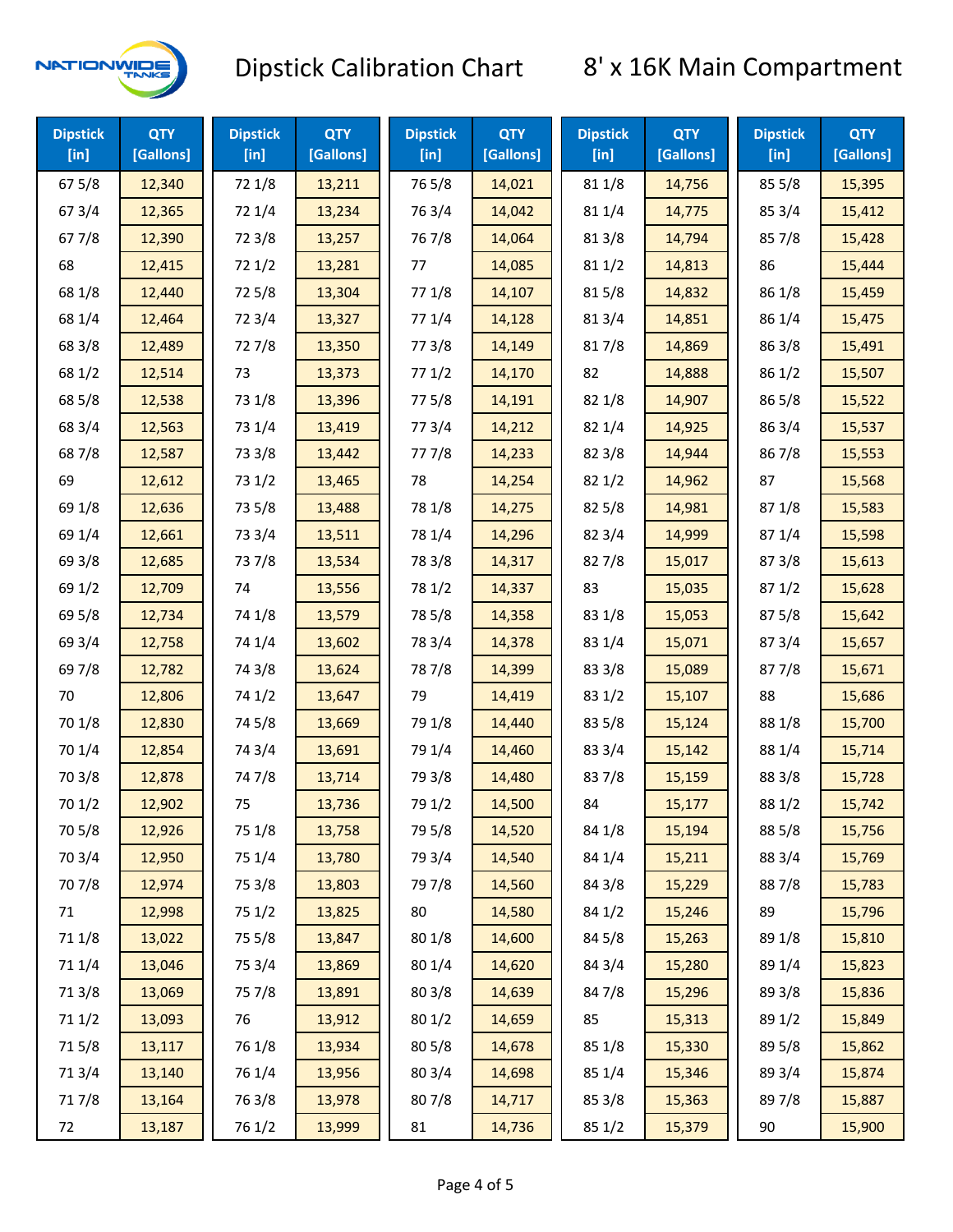# Dipstick Calibration Chart

## 8' x 16K Main Compartment

| Dipstick [in] | QTY [Gallons] | Dipstick [in] | QTY [Gallons] | Dipstick [in] | QTY [Gallons] | Dipstick [in] | QTY [Gallons] | Dipstick [in] | QTY [Gallons] |
|---|---|---|---|---|---|---|---|---|---|
| 67 5/8 | 12,340 | 72 1/8 | 13,211 | 76 5/8 | 14,021 | 81 1/8 | 14,756 | 85 5/8 | 15,395 |
| 67 3/4 | 12,365 | 72 1/4 | 13,234 | 76 3/4 | 14,042 | 81 1/4 | 14,775 | 85 3/4 | 15,412 |
| 67 7/8 | 12,390 | 72 3/8 | 13,257 | 76 7/8 | 14,064 | 81 3/8 | 14,794 | 85 7/8 | 15,428 |
| 68 | 12,415 | 72 1/2 | 13,281 | 77 | 14,085 | 81 1/2 | 14,813 | 86 | 15,444 |
| 68 1/8 | 12,440 | 72 5/8 | 13,304 | 77 1/8 | 14,107 | 81 5/8 | 14,832 | 86 1/8 | 15,459 |
| 68 1/4 | 12,464 | 72 3/4 | 13,327 | 77 1/4 | 14,128 | 81 3/4 | 14,851 | 86 1/4 | 15,475 |
| 68 3/8 | 12,489 | 72 7/8 | 13,350 | 77 3/8 | 14,149 | 81 7/8 | 14,869 | 86 3/8 | 15,491 |
| 68 1/2 | 12,514 | 73 | 13,373 | 77 1/2 | 14,170 | 82 | 14,888 | 86 1/2 | 15,507 |
| 68 5/8 | 12,538 | 73 1/8 | 13,396 | 77 5/8 | 14,191 | 82 1/8 | 14,907 | 86 5/8 | 15,522 |
| 68 3/4 | 12,563 | 73 1/4 | 13,419 | 77 3/4 | 14,212 | 82 1/4 | 14,925 | 86 3/4 | 15,537 |
| 68 7/8 | 12,587 | 73 3/8 | 13,442 | 77 7/8 | 14,233 | 82 3/8 | 14,944 | 86 7/8 | 15,553 |
| 69 | 12,612 | 73 1/2 | 13,465 | 78 | 14,254 | 82 1/2 | 14,962 | 87 | 15,568 |
| 69 1/8 | 12,636 | 73 5/8 | 13,488 | 78 1/8 | 14,275 | 82 5/8 | 14,981 | 87 1/8 | 15,583 |
| 69 1/4 | 12,661 | 73 3/4 | 13,511 | 78 1/4 | 14,296 | 82 3/4 | 14,999 | 87 1/4 | 15,598 |
| 69 3/8 | 12,685 | 73 7/8 | 13,534 | 78 3/8 | 14,317 | 82 7/8 | 15,017 | 87 3/8 | 15,613 |
| 69 1/2 | 12,709 | 74 | 13,556 | 78 1/2 | 14,337 | 83 | 15,035 | 87 1/2 | 15,628 |
| 69 5/8 | 12,734 | 74 1/8 | 13,579 | 78 5/8 | 14,358 | 83 1/8 | 15,053 | 87 5/8 | 15,642 |
| 69 3/4 | 12,758 | 74 1/4 | 13,602 | 78 3/4 | 14,378 | 83 1/4 | 15,071 | 87 3/4 | 15,657 |
| 69 7/8 | 12,782 | 74 3/8 | 13,624 | 78 7/8 | 14,399 | 83 3/8 | 15,089 | 87 7/8 | 15,671 |
| 70 | 12,806 | 74 1/2 | 13,647 | 79 | 14,419 | 83 1/2 | 15,107 | 88 | 15,686 |
| 70 1/8 | 12,830 | 74 5/8 | 13,669 | 79 1/8 | 14,440 | 83 5/8 | 15,124 | 88 1/8 | 15,700 |
| 70 1/4 | 12,854 | 74 3/4 | 13,691 | 79 1/4 | 14,460 | 83 3/4 | 15,142 | 88 1/4 | 15,714 |
| 70 3/8 | 12,878 | 74 7/8 | 13,714 | 79 3/8 | 14,480 | 83 7/8 | 15,159 | 88 3/8 | 15,728 |
| 70 1/2 | 12,902 | 75 | 13,736 | 79 1/2 | 14,500 | 84 | 15,177 | 88 1/2 | 15,742 |
| 70 5/8 | 12,926 | 75 1/8 | 13,758 | 79 5/8 | 14,520 | 84 1/8 | 15,194 | 88 5/8 | 15,756 |
| 70 3/4 | 12,950 | 75 1/4 | 13,780 | 79 3/4 | 14,540 | 84 1/4 | 15,211 | 88 3/4 | 15,769 |
| 70 7/8 | 12,974 | 75 3/8 | 13,803 | 79 7/8 | 14,560 | 84 3/8 | 15,229 | 88 7/8 | 15,783 |
| 71 | 12,998 | 75 1/2 | 13,825 | 80 | 14,580 | 84 1/2 | 15,246 | 89 | 15,796 |
| 71 1/8 | 13,022 | 75 5/8 | 13,847 | 80 1/8 | 14,600 | 84 5/8 | 15,263 | 89 1/8 | 15,810 |
| 71 1/4 | 13,046 | 75 3/4 | 13,869 | 80 1/4 | 14,620 | 84 3/4 | 15,280 | 89 1/4 | 15,823 |
| 71 3/8 | 13,069 | 75 7/8 | 13,891 | 80 3/8 | 14,639 | 84 7/8 | 15,296 | 89 3/8 | 15,836 |
| 71 1/2 | 13,093 | 76 | 13,912 | 80 1/2 | 14,659 | 85 | 15,313 | 89 1/2 | 15,849 |
| 71 5/8 | 13,117 | 76 1/8 | 13,934 | 80 5/8 | 14,678 | 85 1/8 | 15,330 | 89 5/8 | 15,862 |
| 71 3/4 | 13,140 | 76 1/4 | 13,956 | 80 3/4 | 14,698 | 85 1/4 | 15,346 | 89 3/4 | 15,874 |
| 71 7/8 | 13,164 | 76 3/8 | 13,978 | 80 7/8 | 14,717 | 85 3/8 | 15,363 | 89 7/8 | 15,887 |
| 72 | 13,187 | 76 1/2 | 13,999 | 81 | 14,736 | 85 1/2 | 15,379 | 90 | 15,900 |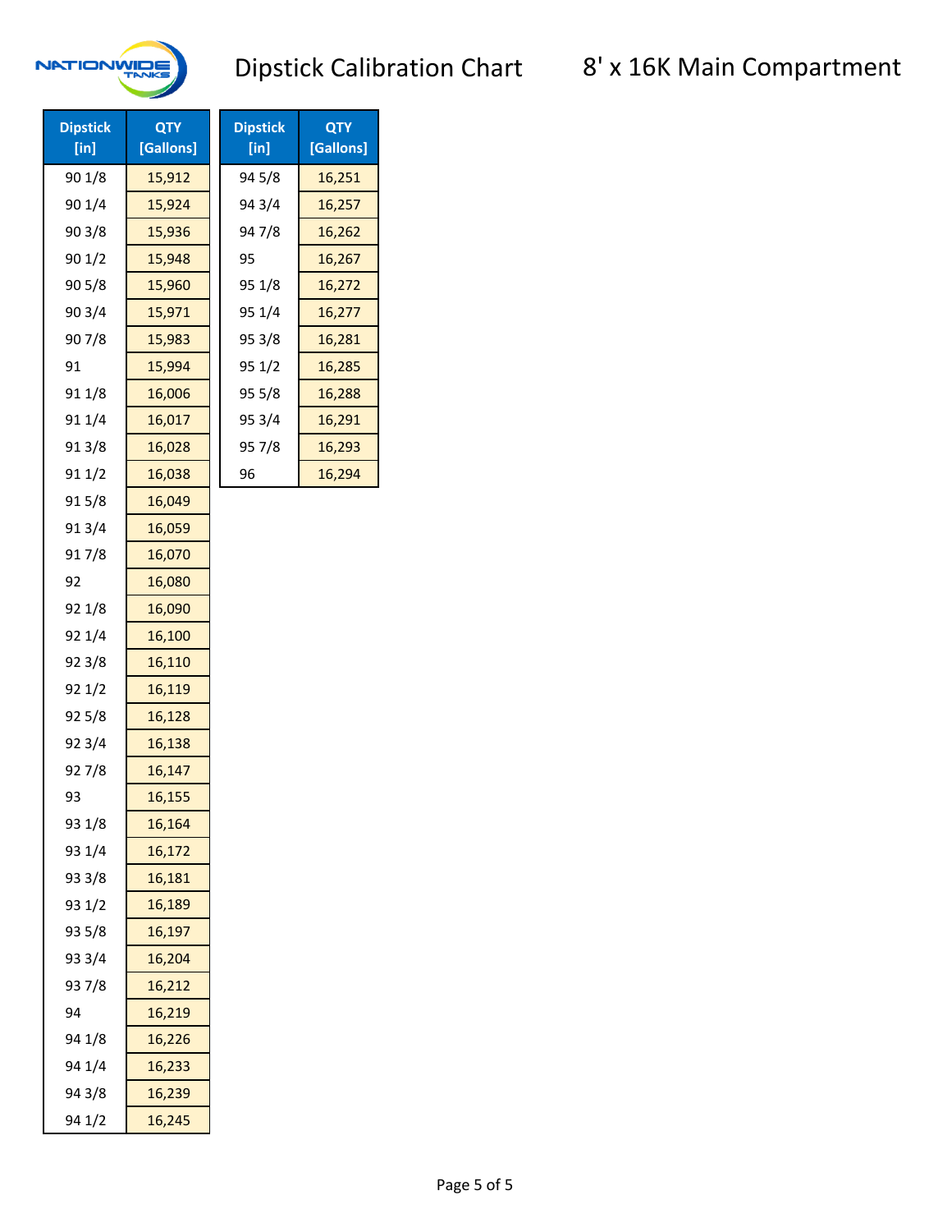# Dipstick Calibration Chart

## 8' x 16K Main Compartment

| Dipstick [in] | QTY [Gallons] |
|---|---|
| 90 1/8 | 15,912 |
| 90 1/4 | 15,924 |
| 90 3/8 | 15,936 |
| 90 1/2 | 15,948 |
| 90 5/8 | 15,960 |
| 90 3/4 | 15,971 |
| 90 7/8 | 15,983 |
| 91 | 15,994 |
| 91 1/8 | 16,006 |
| 91 1/4 | 16,017 |
| 91 3/8 | 16,028 |
| 91 1/2 | 16,038 |
| 91 5/8 | 16,049 |
| 91 3/4 | 16,059 |
| 91 7/8 | 16,070 |
| 92 | 16,080 |
| 92 1/8 | 16,090 |
| 92 1/4 | 16,100 |
| 92 3/8 | 16,110 |
| 92 1/2 | 16,119 |
| 92 5/8 | 16,128 |
| 92 3/4 | 16,138 |
| 92 7/8 | 16,147 |
| 93 | 16,155 |
| 93 1/8 | 16,164 |
| 93 1/4 | 16,172 |
| 93 3/8 | 16,181 |
| 93 1/2 | 16,189 |
| 93 5/8 | 16,197 |
| 93 3/4 | 16,204 |
| 93 7/8 | 16,212 |
| 94 | 16,219 |
| 94 1/8 | 16,226 |
| 94 1/4 | 16,233 |
| 94 3/8 | 16,239 |
| 94 1/2 | 16,245 |
| 94 5/8 | 16,251 |
| 94 3/4 | 16,257 |
| 94 7/8 | 16,262 |
| 95 | 16,267 |
| 95 1/8 | 16,272 |
| 95 1/4 | 16,277 |
| 95 3/8 | 16,281 |
| 95 1/2 | 16,285 |
| 95 5/8 | 16,288 |
| 95 3/4 | 16,291 |
| 95 7/8 | 16,293 |
| 96 | 16,294 |